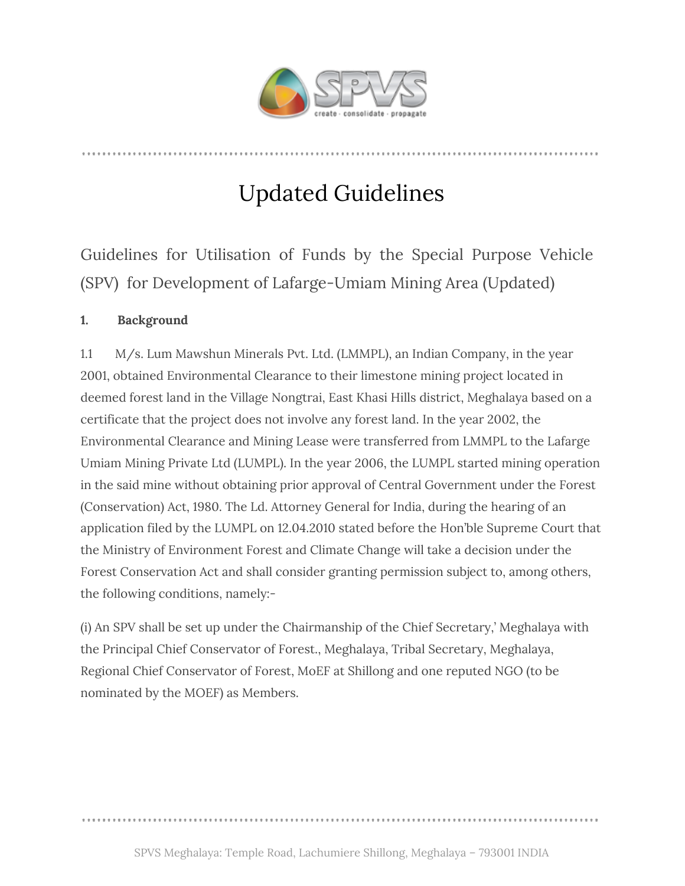# Updated Guidelines

## Guidelines for Utilisation of Funds by the Special Purpose Vehicle (SPV) for Development of Lafarge-Umiam Mining Area (Updated)

**1. Background**

1.1 M/s. Lum Mawshun Minerals Pvt. Ltd. (LMMPL), an Indian Company, in the year 2001, obtained Environmental Clearance to their limestone mining project located in deemed forest land in the Village Nongtrai, East Khasi Hills district, Meghalaya based on a certificate that the project does not involve any forest land. In the year 2002, the Environmental Clearance and Mining Lease were transferred from LMMPL to the Lafarge Umiam Mining Private Ltd (LUMPL). In the year 2006, the LUMPL started mining operation in the said mine without obtaining prior approval of Central Government under the Forest (Conservation) Act, 1980. The Ld. Attorney General for India, during the hearing of an application filed by the LUMPL on 12.04.2010 stated before the Hon'ble Supreme Court that the Ministry of Environment Forest and Climate Change will take a decision under the Forest Conservation Act and shall consider granting permission subject to, among others, the following conditions, namely:-

(i) An SPV shall be set up under the Chairmanship of the Chief Secretary,' Meghalaya with the Principal Chief Conservator of Forest., Meghalaya, Tribal Secretary, Meghalaya, Regional Chief Conservator of Forest, MoEF at Shillong and one reputed NGO (to be nominated by the MOEF) as Members.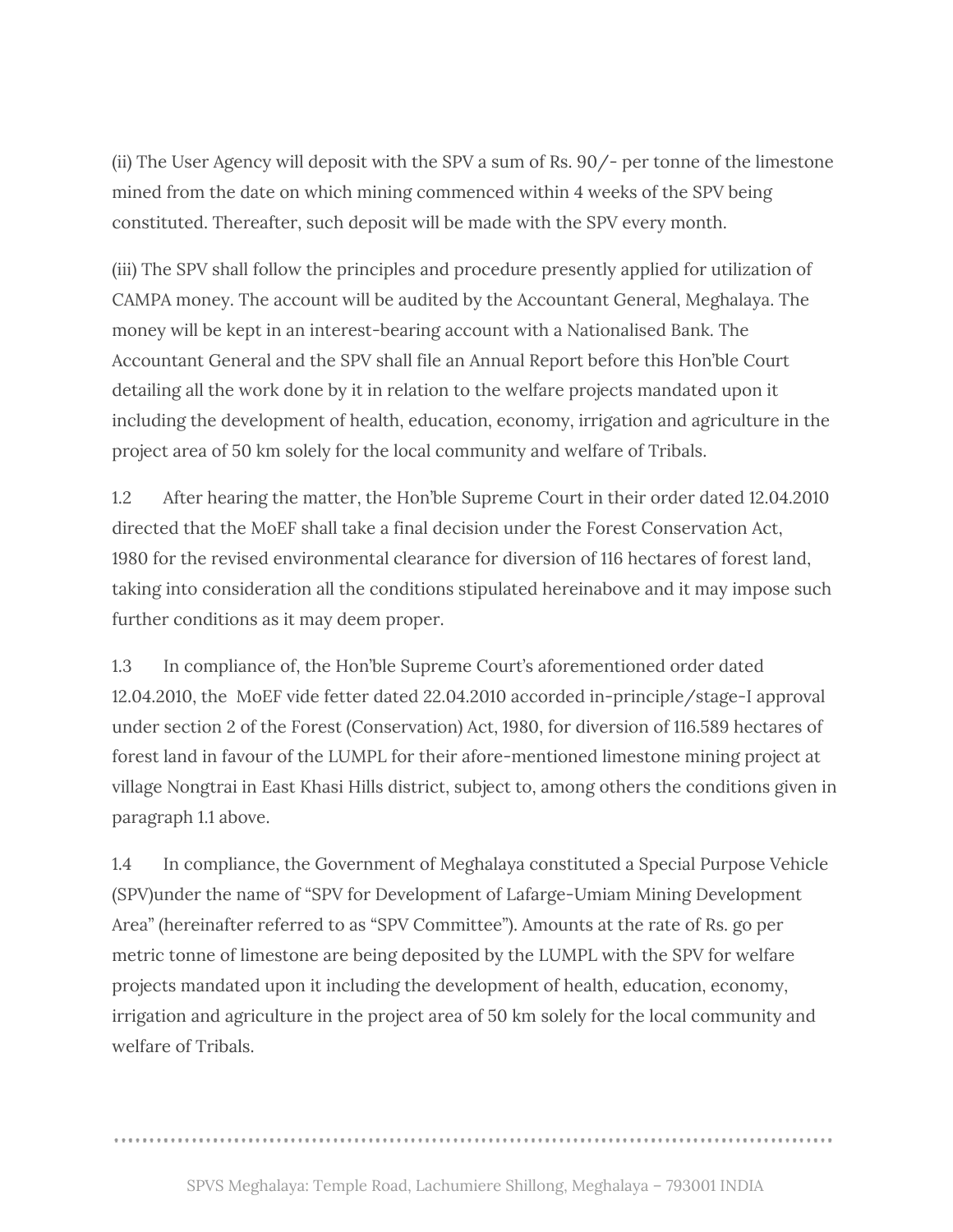(ii) The User Agency will deposit with the SPV a sum of Rs. 90/- per tonne of the limestone mined from the date on which mining commenced within 4 weeks of the SPV being constituted. Thereafter, such deposit will be made with the SPV every month.

(iii) The SPV shall follow the principles and procedure presently applied for utilization of CAMPA money. The account will be audited by the Accountant General, Meghalaya. The money will be kept in an interest-bearing account with a Nationalised Bank. The Accountant General and the SPV shall file an Annual Report before this Hon'ble Court detailing all the work done by it in relation to the welfare projects mandated upon it including the development of health, education, economy, irrigation and agriculture in the project area of 50 km solely for the local community and welfare of Tribals.

1.2 After hearing the matter, the Hon'ble Supreme Court in their order dated 12.04.2010 directed that the MoEF shall take a final decision under the Forest Conservation Act, 1980 for the revised environmental clearance for diversion of 116 hectares of forest land, taking into consideration all the conditions stipulated hereinabove and it may impose such further conditions as it may deem proper.

1.3 In compliance of, the Hon'ble Supreme Court's aforementioned order dated 12.04.2010, the MoEF vide fetter dated 22.04.2010 accorded in-principle/stage-I approval under section 2 of the Forest (Conservation) Act, 1980, for diversion of 116.589 hectares of forest land in favour of the LUMPL for their afore-mentioned limestone mining project at village Nongtrai in East Khasi Hills district, subject to, among others the conditions given in paragraph 1.1 above.

1.4 In compliance, the Government of Meghalaya constituted a Special Purpose Vehicle (SPV)under the name of "SPV for Development of Lafarge-Umiam Mining Development Area" (hereinafter referred to as "SPV Committee"). Amounts at the rate of Rs. go per metric tonne of limestone are being deposited by the LUMPL with the SPV for welfare projects mandated upon it including the development of health, education, economy, irrigation and agriculture in the project area of 50 km solely for the local community and welfare of Tribals.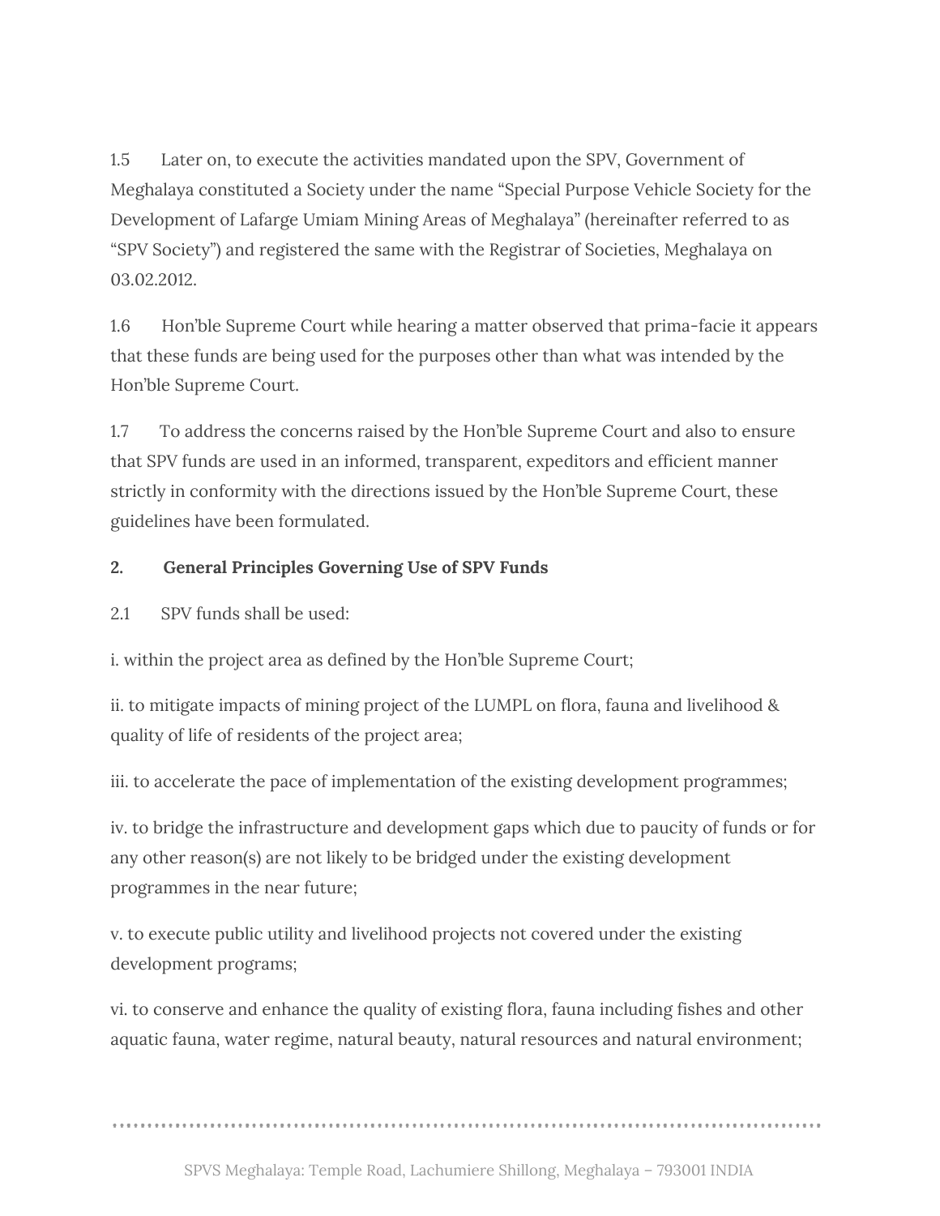1.5 Later on, to execute the activities mandated upon the SPV, Government of Meghalaya constituted a Society under the name "Special Purpose Vehicle Society for the Development of Lafarge Umiam Mining Areas of Meghalaya" (hereinafter referred to as "SPV Society") and registered the same with the Registrar of Societies, Meghalaya on 03.02.2012.

1.6 Hon'ble Supreme Court while hearing a matter observed that prima-facie it appears that these funds are being used for the purposes other than what was intended by the Hon'ble Supreme Court.

1.7 To address the concerns raised by the Hon'ble Supreme Court and also to ensure that SPV funds are used in an informed, transparent, expeditors and efficient manner strictly in conformity with the directions issued by the Hon'ble Supreme Court, these guidelines have been formulated.

**2. General Principles Governing Use of SPV Funds**

2.1 SPV funds shall be used:

i. within the project area as defined by the Hon'ble Supreme Court;

ii. to mitigate impacts of mining project of the LUMPL on flora, fauna and livelihood & quality of life of residents of the project area;

iii. to accelerate the pace of implementation of the existing development programmes;

iv. to bridge the infrastructure and development gaps which due to paucity of funds or for any other reason(s) are not likely to be bridged under the existing development programmes in the near future;

v. to execute public utility and livelihood projects not covered under the existing development programs;

vi. to conserve and enhance the quality of existing flora, fauna including fishes and other aquatic fauna, water regime, natural beauty, natural resources and natural environment;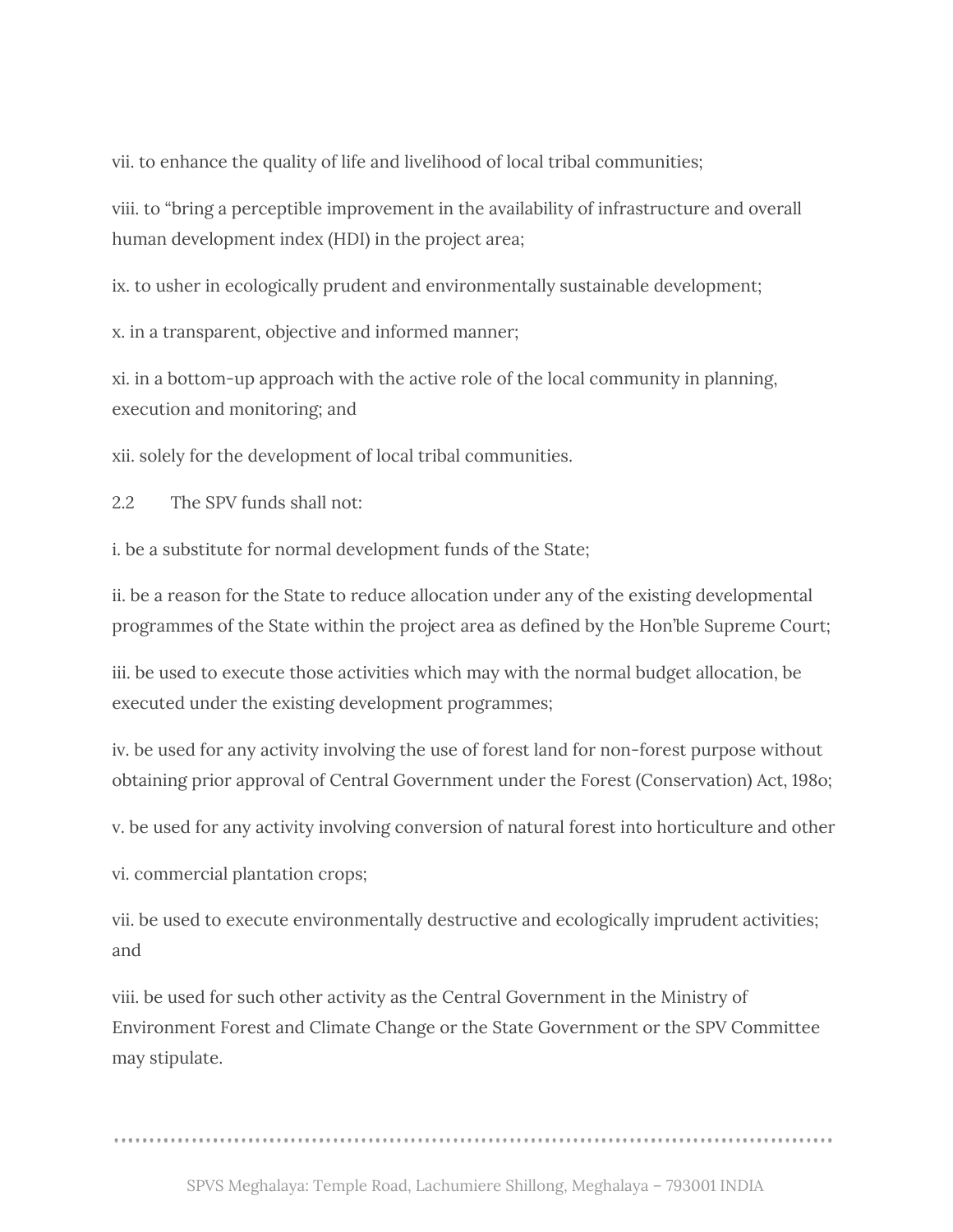vii. to enhance the quality of life and livelihood of local tribal communities;

viii. to "bring a perceptible improvement in the availability of infrastructure and overall human development index (HDI) in the project area;

ix. to usher in ecologically prudent and environmentally sustainable development;

x. in a transparent, objective and informed manner;

xi. in a bottom-up approach with the active role of the local community in planning, execution and monitoring; and

xii. solely for the development of local tribal communities.

2.2 The SPV funds shall not:

i. be a substitute for normal development funds of the State;

ii. be a reason for the State to reduce allocation under any of the existing developmental programmes of the State within the project area as defined by the Hon'ble Supreme Court;

iii. be used to execute those activities which may with the normal budget allocation, be executed under the existing development programmes;

iv. be used for any activity involving the use of forest land for non-forest purpose without obtaining prior approval of Central Government under the Forest (Conservation) Act, 1980;

v. be used for any activity involving conversion of natural forest into horticulture and other

vi. commercial plantation crops;

vii. be used to execute environmentally destructive and ecologically imprudent activities; and

viii. be used for such other activity as the Central Government in the Ministry of Environment Forest and Climate Change or the State Government or the SPV Committee may stipulate.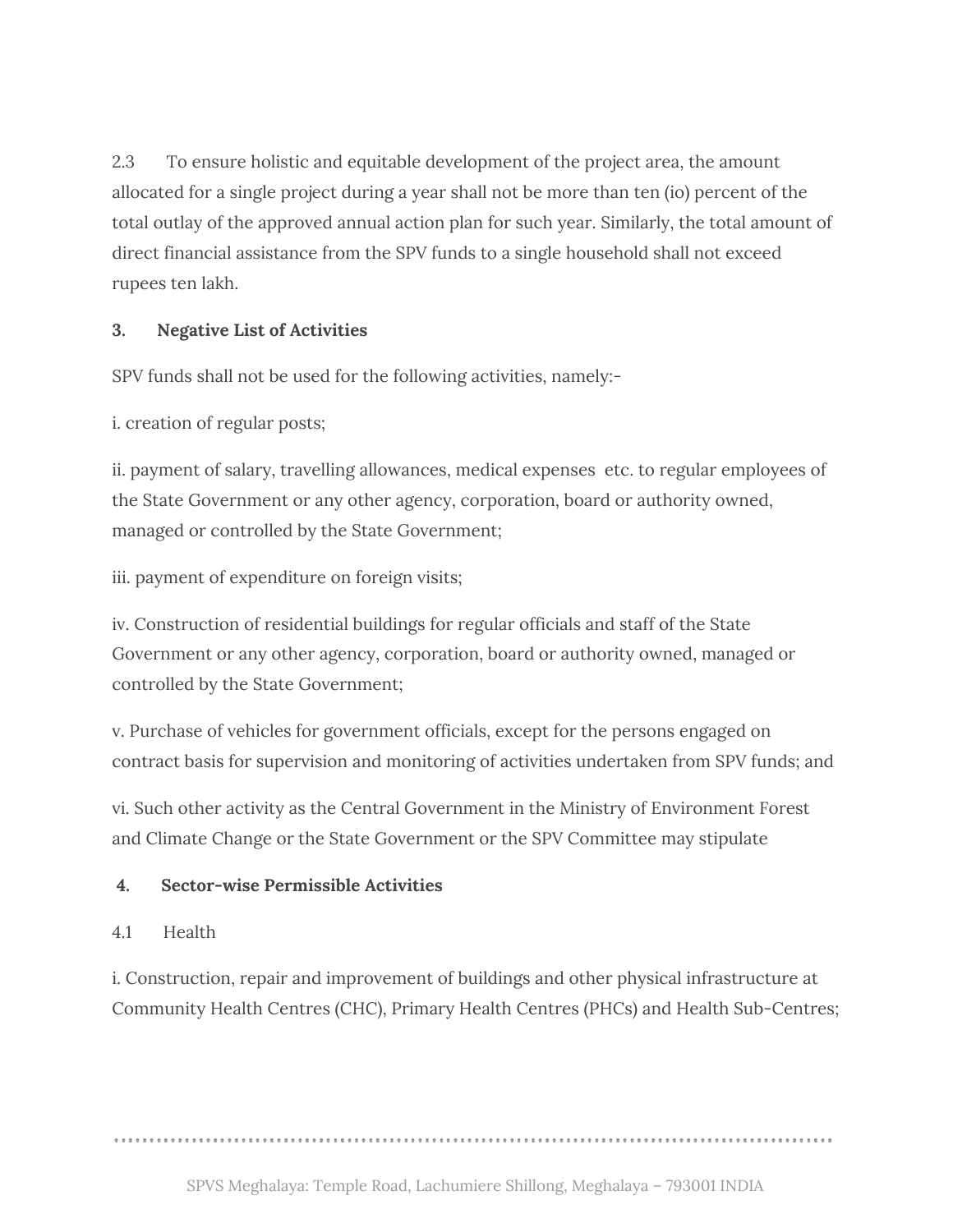2.3 To ensure holistic and equitable development of the project area, the amount allocated for a single project during a year shall not be more than ten (io) percent of the total outlay of the approved annual action plan for such year. Similarly, the total amount of direct financial assistance from the SPV funds to a single household shall not exceed rupees ten lakh.

**3. Negative List of Activities**

SPV funds shall not be used for the following activities, namely:-

i. creation of regular posts;

ii. payment of salary, travelling allowances, medical expenses etc. to regular employees of the State Government or any other agency, corporation, board or authority owned, managed or controlled by the State Government;

iii. payment of expenditure on foreign visits;

iv. Construction of residential buildings for regular officials and staff of the State Government or any other agency, corporation, board or authority owned, managed or controlled by the State Government;

v. Purchase of vehicles for government officials, except for the persons engaged on contract basis for supervision and monitoring of activities undertaken from SPV funds; and

vi. Such other activity as the Central Government in the Ministry of Environment Forest and Climate Change or the State Government or the SPV Committee may stipulate

**4. Sector-wise Permissible Activities**

4.1 Health

i. Construction, repair and improvement of buildings and other physical infrastructure at Community Health Centres (CHC), Primary Health Centres (PHCs) and Health Sub-Centres;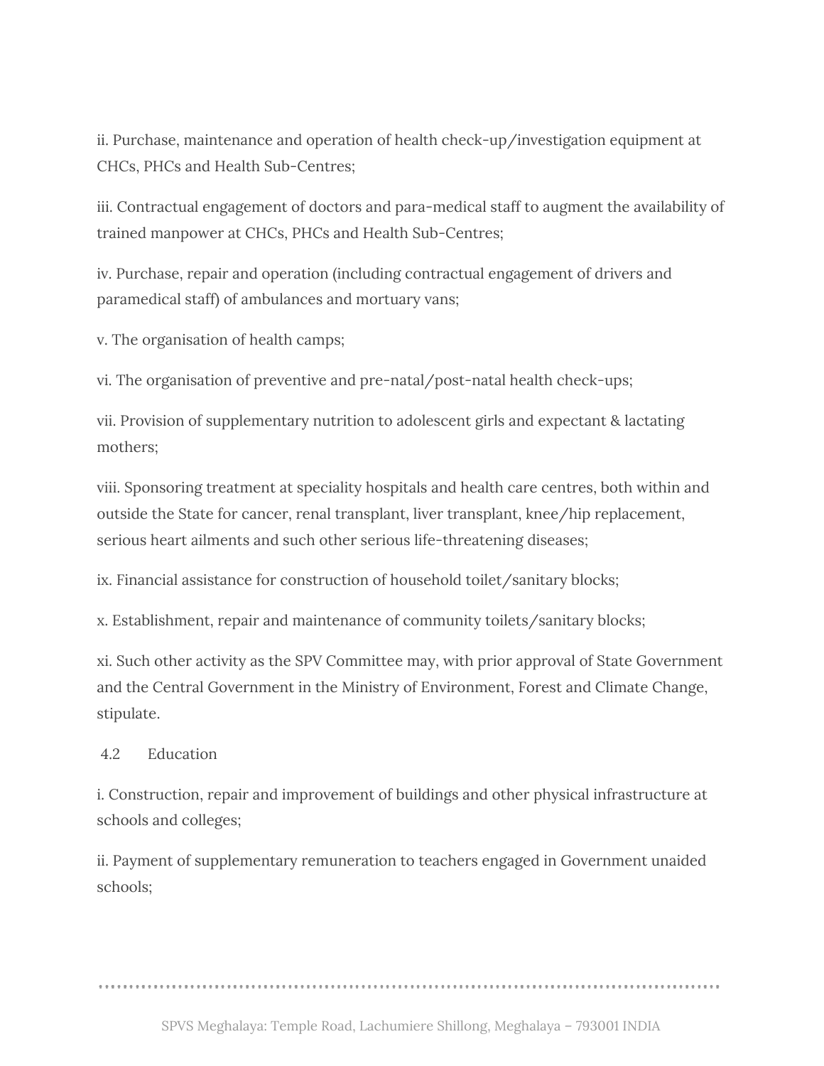ii. Purchase, maintenance and operation of health check-up/investigation equipment at CHCs, PHCs and Health Sub-Centres;

iii. Contractual engagement of doctors and para-medical staff to augment the availability of trained manpower at CHCs, PHCs and Health Sub-Centres;

iv. Purchase, repair and operation (including contractual engagement of drivers and paramedical staff) of ambulances and mortuary vans;

v. The organisation of health camps;

vi. The organisation of preventive and pre-natal/post-natal health check-ups;

vii. Provision of supplementary nutrition to adolescent girls and expectant & lactating mothers;

viii. Sponsoring treatment at speciality hospitals and health care centres, both within and outside the State for cancer, renal transplant, liver transplant, knee/hip replacement, serious heart ailments and such other serious life-threatening diseases;

ix. Financial assistance for construction of household toilet/sanitary blocks;

x. Establishment, repair and maintenance of community toilets/sanitary blocks;

xi. Such other activity as the SPV Committee may, with prior approval of State Government and the Central Government in the Ministry of Environment, Forest and Climate Change, stipulate.

### 4.2 Education

i. Construction, repair and improvement of buildings and other physical infrastructure at schools and colleges;

ii. Payment of supplementary remuneration to teachers engaged in Government unaided schools;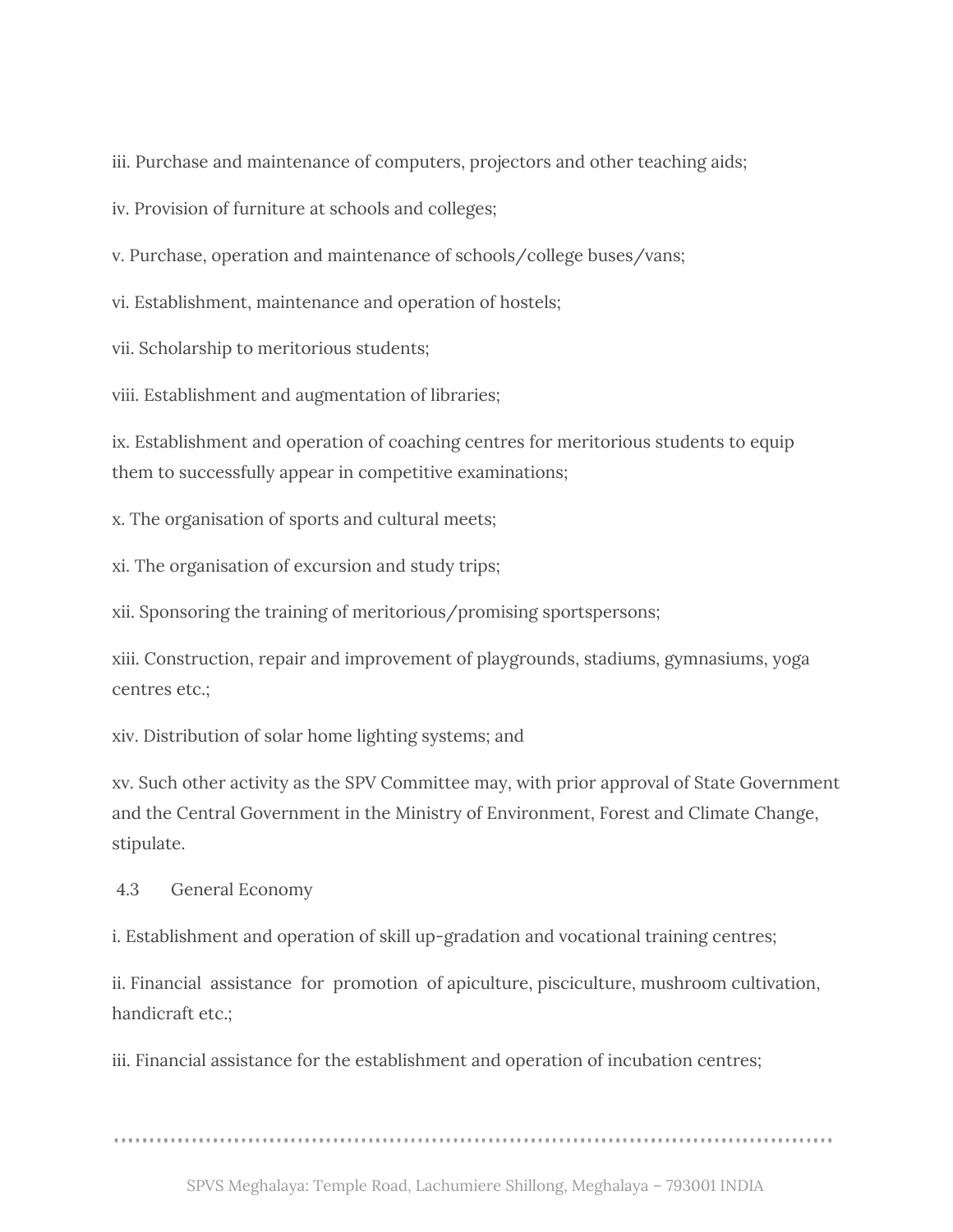iii. Purchase and maintenance of computers, projectors and other teaching aids;

iv. Provision of furniture at schools and colleges;

v. Purchase, operation and maintenance of schools/college buses/vans;

vi. Establishment, maintenance and operation of hostels;

vii. Scholarship to meritorious students;

viii. Establishment and augmentation of libraries;

ix. Establishment and operation of coaching centres for meritorious students to equip them to successfully appear in competitive examinations;

x. The organisation of sports and cultural meets;

xi. The organisation of excursion and study trips;

xii. Sponsoring the training of meritorious/promising sportspersons;

xiii. Construction, repair and improvement of playgrounds, stadiums, gymnasiums, yoga centres etc.;

xiv. Distribution of solar home lighting systems; and

xv. Such other activity as the SPV Committee may, with prior approval of State Government and the Central Government in the Ministry of Environment, Forest and Climate Change, stipulate.

### 4.3 General Economy

i. Establishment and operation of skill up-gradation and vocational training centres;

ii. Financial assistance for promotion of apiculture, pisciculture, mushroom cultivation, handicraft etc.;

iii. Financial assistance for the establishment and operation of incubation centres;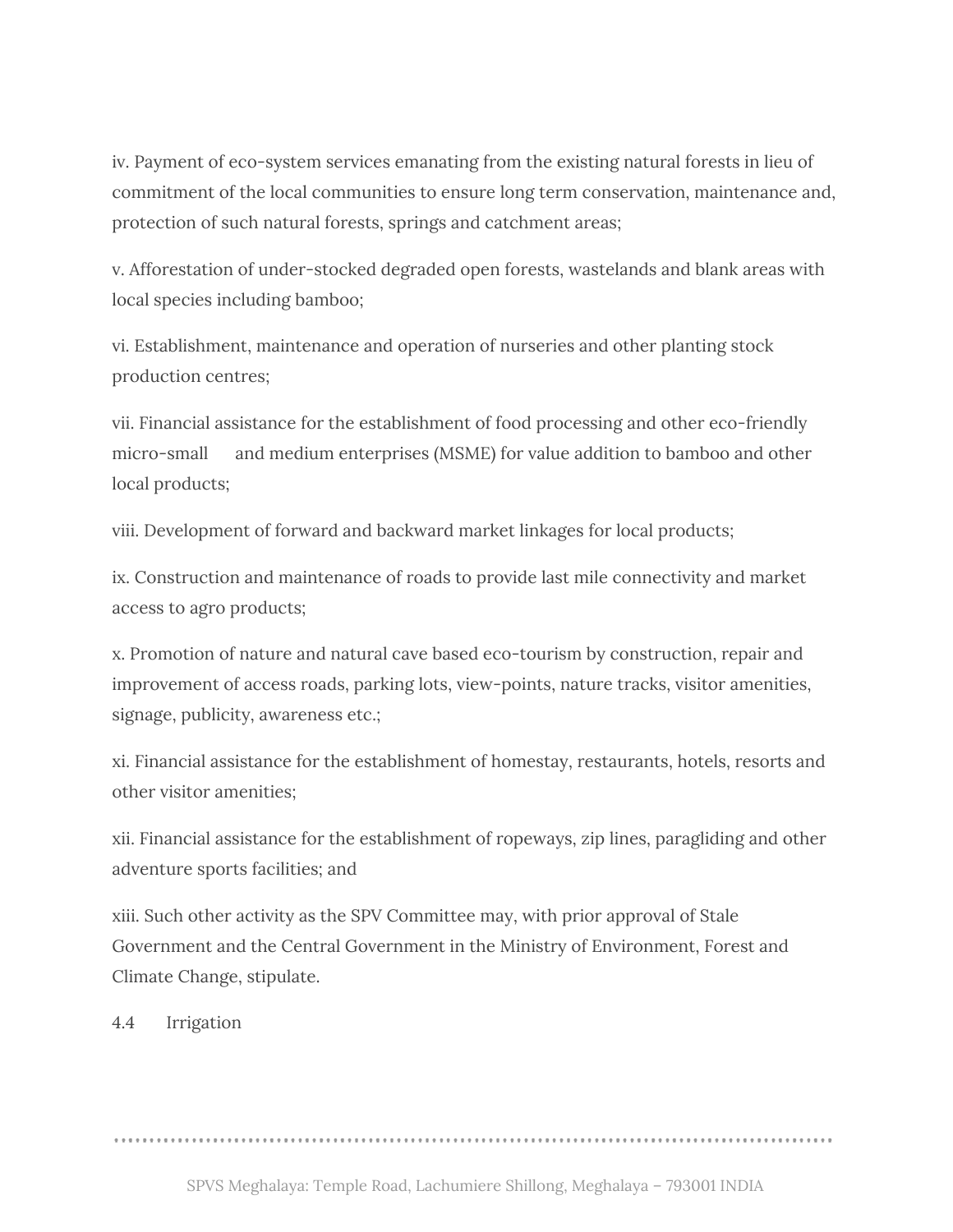iv. Payment of eco-system services emanating from the existing natural forests in lieu of commitment of the local communities to ensure long term conservation, maintenance and, protection of such natural forests, springs and catchment areas;

v. Afforestation of under-stocked degraded open forests, wastelands and blank areas with local species including bamboo;

vi. Establishment, maintenance and operation of nurseries and other planting stock production centres;

vii. Financial assistance for the establishment of food processing and other eco-friendly micro-small and medium enterprises (MSME) for value addition to bamboo and other local products;

viii. Development of forward and backward market linkages for local products;

ix. Construction and maintenance of roads to provide last mile connectivity and market access to agro products;

x. Promotion of nature and natural cave based eco-tourism by construction, repair and improvement of access roads, parking lots, view-points, nature tracks, visitor amenities, signage, publicity, awareness etc.;

xi. Financial assistance for the establishment of homestay, restaurants, hotels, resorts and other visitor amenities;

xii. Financial assistance for the establishment of ropeways, zip lines, paragliding and other adventure sports facilities; and

xiii. Such other activity as the SPV Committee may, with prior approval of Stale Government and the Central Government in the Ministry of Environment, Forest and Climate Change, stipulate.

4.4 Irrigation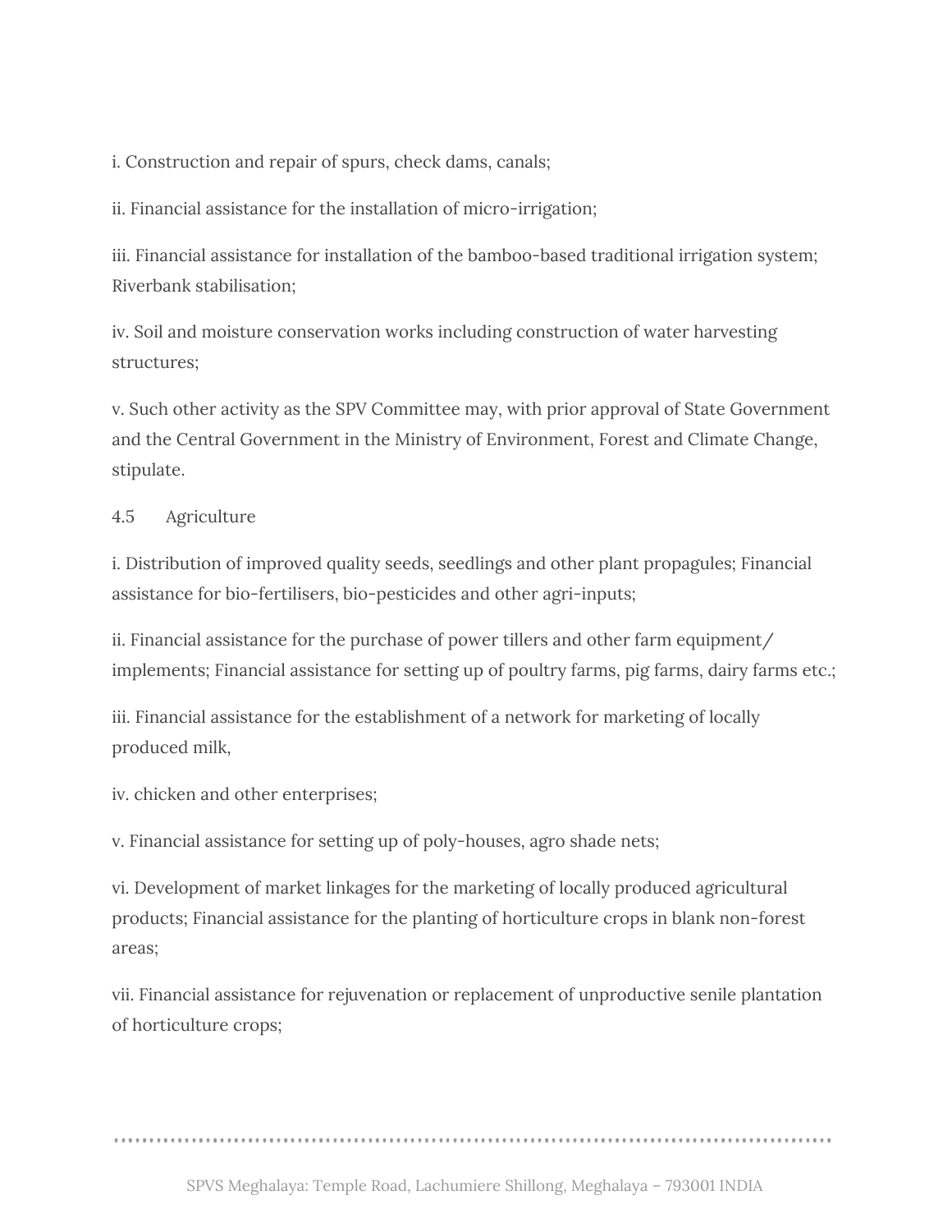i. Construction and repair of spurs, check dams, canals;

ii. Financial assistance for the installation of micro-irrigation;

iii. Financial assistance for installation of the bamboo-based traditional irrigation system; Riverbank stabilisation;

iv. Soil and moisture conservation works including construction of water harvesting structures;

v. Such other activity as the SPV Committee may, with prior approval of State Government and the Central Government in the Ministry of Environment, Forest and Climate Change, stipulate.

4.5 Agriculture

i. Distribution of improved quality seeds, seedlings and other plant propagules; Financial assistance for bio-fertilisers, bio-pesticides and other agri-inputs;

ii. Financial assistance for the purchase of power tillers and other farm equipment/ implements; Financial assistance for setting up of poultry farms, pig farms, dairy farms etc.;

iii. Financial assistance for the establishment of a network for marketing of locally produced milk,

iv. chicken and other enterprises;

v. Financial assistance for setting up of poly-houses, agro shade nets;

vi. Development of market linkages for the marketing of locally produced agricultural products; Financial assistance for the planting of horticulture crops in blank non-forest areas;

vii. Financial assistance for rejuvenation or replacement of unproductive senile plantation of horticulture crops;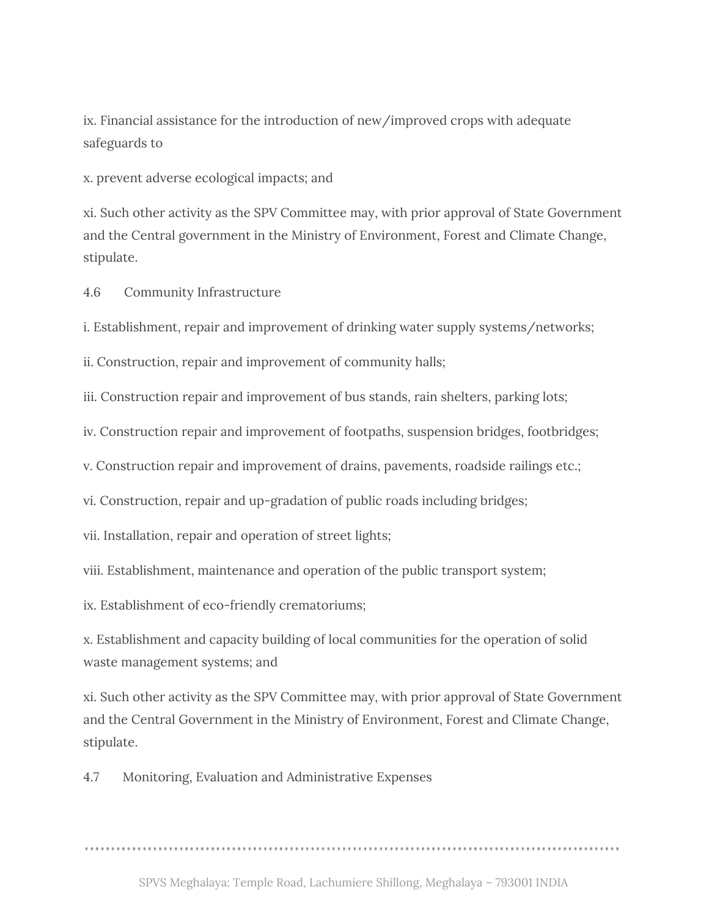ix. Financial assistance for the introduction of new/improved crops with adequate safeguards to

x. prevent adverse ecological impacts; and

xi. Such other activity as the SPV Committee may, with prior approval of State Government and the Central government in the Ministry of Environment, Forest and Climate Change, stipulate.

4.6 Community Infrastructure

i. Establishment, repair and improvement of drinking water supply systems/networks;

ii. Construction, repair and improvement of community halls;

iii. Construction repair and improvement of bus stands, rain shelters, parking lots;

iv. Construction repair and improvement of footpaths, suspension bridges, footbridges;

v. Construction repair and improvement of drains, pavements, roadside railings etc.;

vi. Construction, repair and up-gradation of public roads including bridges;

vii. Installation, repair and operation of street lights;

viii. Establishment, maintenance and operation of the public transport system;

ix. Establishment of eco-friendly crematoriums;

x. Establishment and capacity building of local communities for the operation of solid waste management systems; and

xi. Such other activity as the SPV Committee may, with prior approval of State Government and the Central Government in the Ministry of Environment, Forest and Climate Change, stipulate.

4.7 Monitoring, Evaluation and Administrative Expenses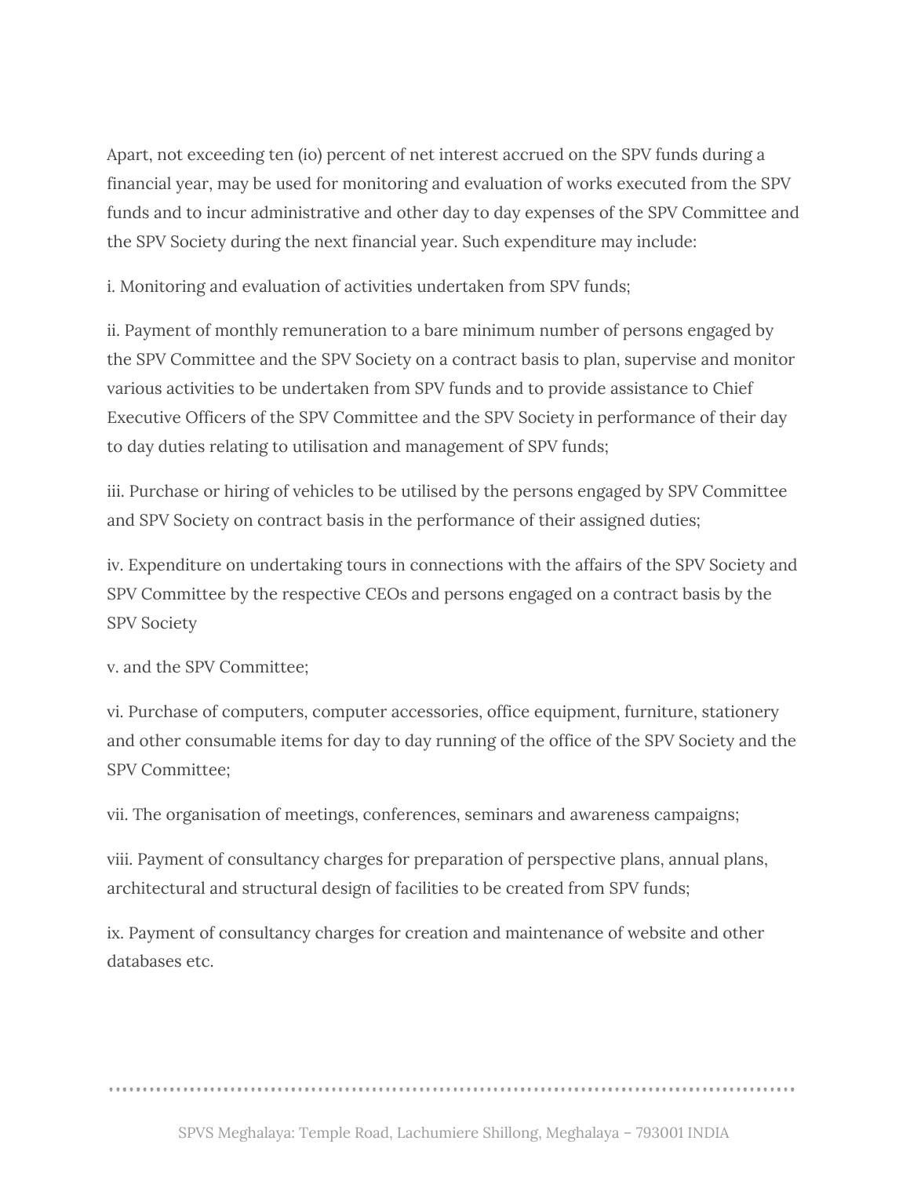Apart, not exceeding ten (io) percent of net interest accrued on the SPV funds during a financial year, may be used for monitoring and evaluation of works executed from the SPV funds and to incur administrative and other day to day expenses of the SPV Committee and the SPV Society during the next financial year. Such expenditure may include:

i. Monitoring and evaluation of activities undertaken from SPV funds;

ii. Payment of monthly remuneration to a bare minimum number of persons engaged by the SPV Committee and the SPV Society on a contract basis to plan, supervise and monitor various activities to be undertaken from SPV funds and to provide assistance to Chief Executive Officers of the SPV Committee and the SPV Society in performance of their day to day duties relating to utilisation and management of SPV funds;

iii. Purchase or hiring of vehicles to be utilised by the persons engaged by SPV Committee and SPV Society on contract basis in the performance of their assigned duties;

iv. Expenditure on undertaking tours in connections with the affairs of the SPV Society and SPV Committee by the respective CEOs and persons engaged on a contract basis by the SPV Society

v. and the SPV Committee;

vi. Purchase of computers, computer accessories, office equipment, furniture, stationery and other consumable items for day to day running of the office of the SPV Society and the SPV Committee;

vii. The organisation of meetings, conferences, seminars and awareness campaigns;

viii. Payment of consultancy charges for preparation of perspective plans, annual plans, architectural and structural design of facilities to be created from SPV funds;

ix. Payment of consultancy charges for creation and maintenance of website and other databases etc.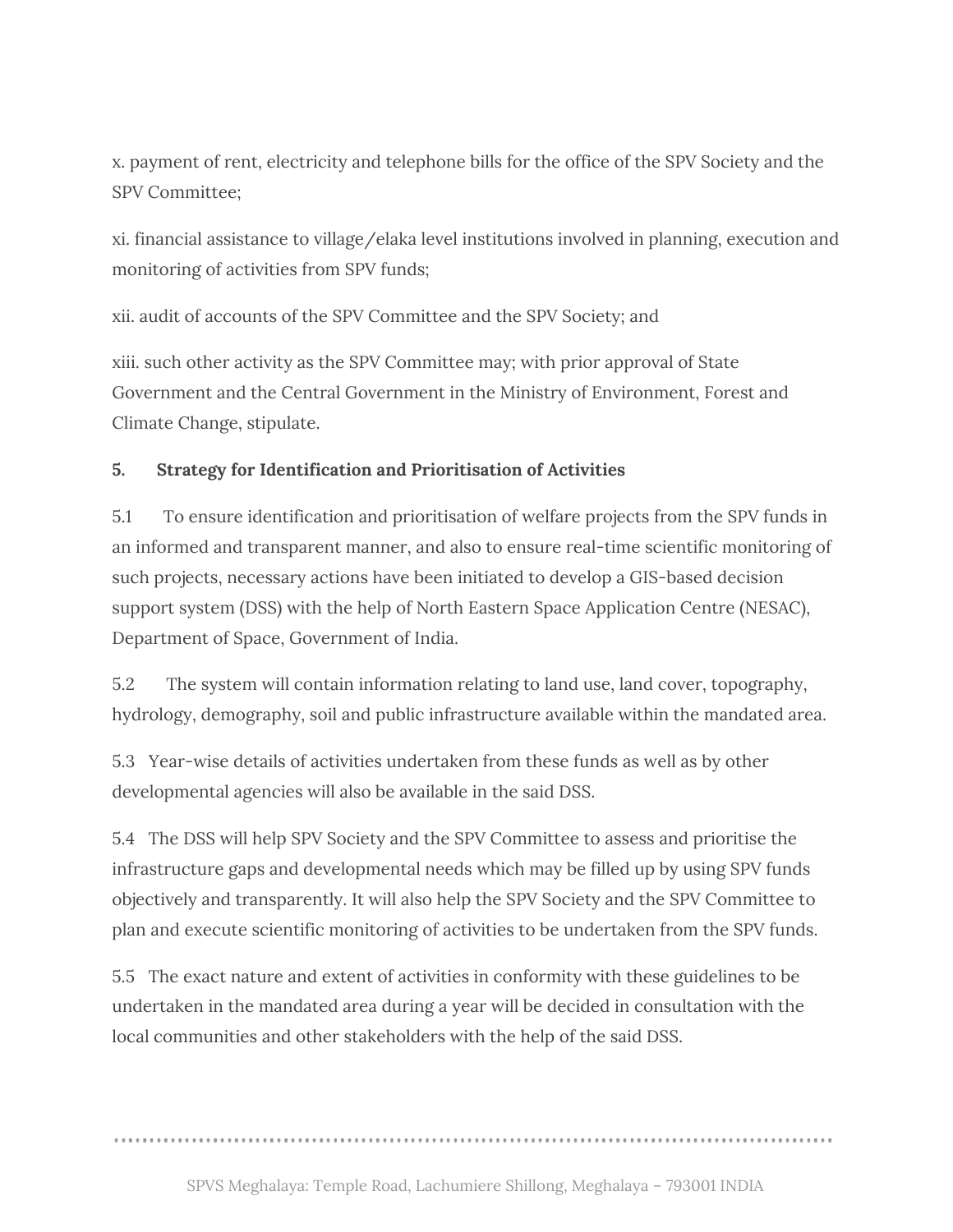x. payment of rent, electricity and telephone bills for the office of the SPV Society and the SPV Committee;

xi. financial assistance to village/elaka level institutions involved in planning, execution and monitoring of activities from SPV funds;

xii. audit of accounts of the SPV Committee and the SPV Society; and

xiii. such other activity as the SPV Committee may; with prior approval of State Government and the Central Government in the Ministry of Environment, Forest and Climate Change, stipulate.

**5. Strategy for Identification and Prioritisation of Activities**

5.1 To ensure identification and prioritisation of welfare projects from the SPV funds in an informed and transparent manner, and also to ensure real-time scientific monitoring of such projects, necessary actions have been initiated to develop a GIS-based decision support system (DSS) with the help of North Eastern Space Application Centre (NESAC), Department of Space, Government of India.

5.2 The system will contain information relating to land use, land cover, topography, hydrology, demography, soil and public infrastructure available within the mandated area.

5.3 Year-wise details of activities undertaken from these funds as well as by other developmental agencies will also be available in the said DSS.

5.4 The DSS will help SPV Society and the SPV Committee to assess and prioritise the infrastructure gaps and developmental needs which may be filled up by using SPV funds objectively and transparently. It will also help the SPV Society and the SPV Committee to plan and execute scientific monitoring of activities to be undertaken from the SPV funds.

5.5 The exact nature and extent of activities in conformity with these guidelines to be undertaken in the mandated area during a year will be decided in consultation with the local communities and other stakeholders with the help of the said DSS.